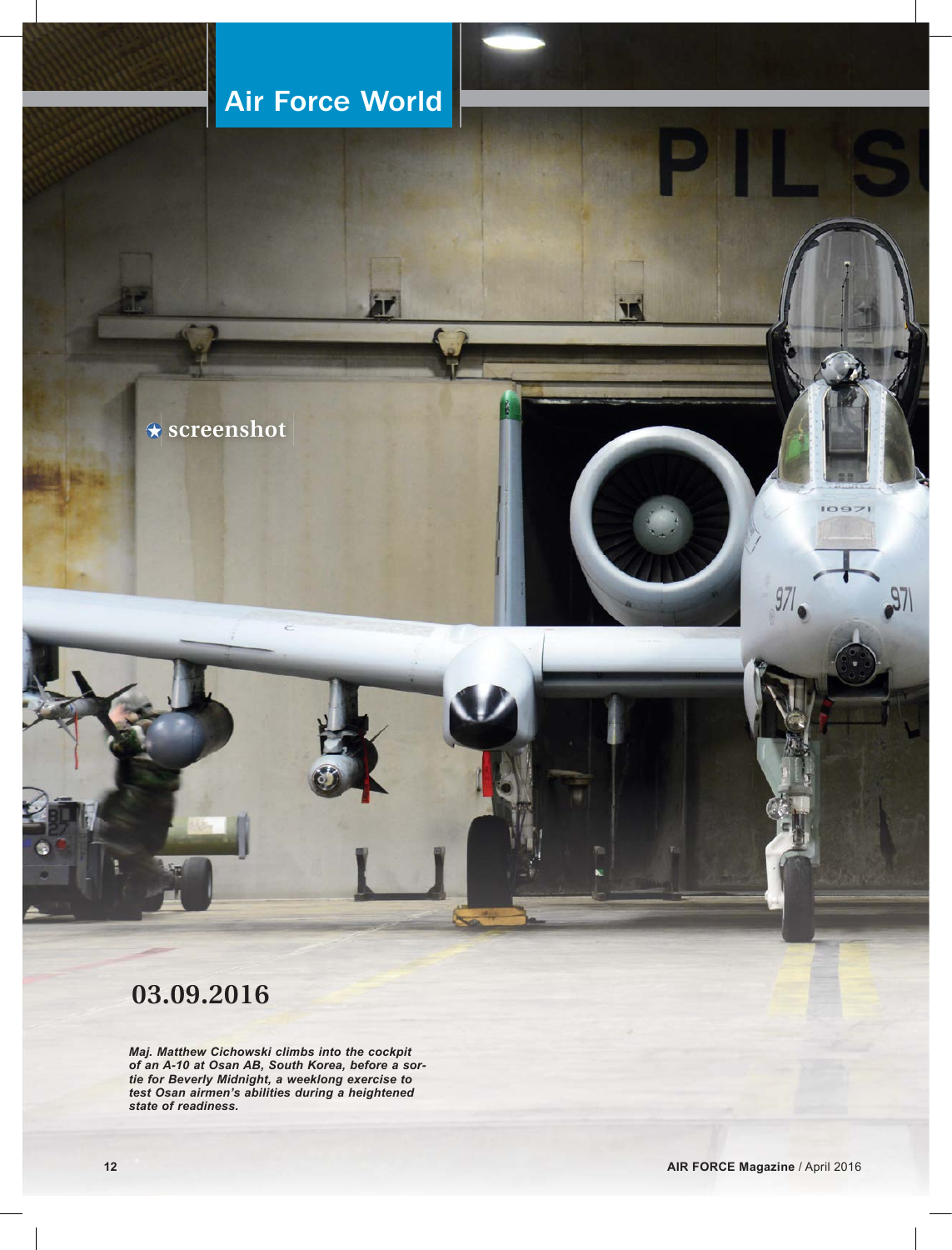# Air Force World

screenshot

## 03.09.2016

***Maj. Matthew Cichowski climbs into the cockpit of an A-10 at Osan AB, South Korea, before a sortie for Beverly Midnight, a weeklong exercise to test Osan airmen's abilities during a heightened state of readiness.***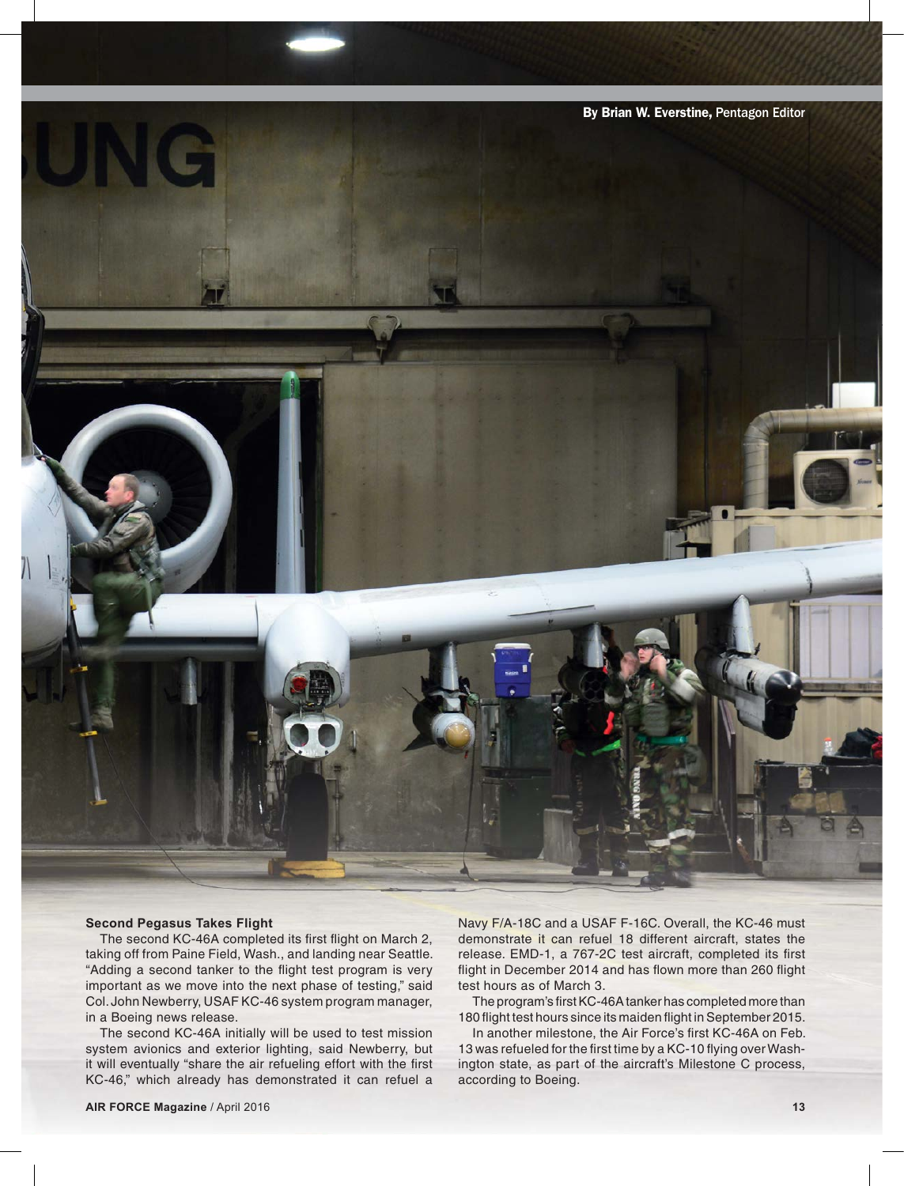By Brian W. Everstine, Pentagon Editor

### Second Pegasus Takes Flight

The second KC-46A completed its first flight on March 2, taking off from Paine Field, Wash., and landing near Seattle. "Adding a second tanker to the flight test program is very important as we move into the next phase of testing," said Col. John Newberry, USAF KC-46 system program manager, in a Boeing news release.

The second KC-46A initially will be used to test mission system avionics and exterior lighting, said Newberry, but it will eventually "share the air refueling effort with the first KC-46," which already has demonstrated it can refuel a Navy F/A-18C and a USAF F-16C. Overall, the KC-46 must demonstrate it can refuel 18 different aircraft, states the release. EMD-1, a 767-2C test aircraft, completed its first flight in December 2014 and has flown more than 260 flight test hours as of March 3.

The program's first KC-46A tanker has completed more than 180 flight test hours since its maiden flight in September 2015.

In another milestone, the Air Force's first KC-46A on Feb. 13 was refueled for the first time by a KC-10 flying over Washington state, as part of the aircraft's Milestone C process, according to Boeing.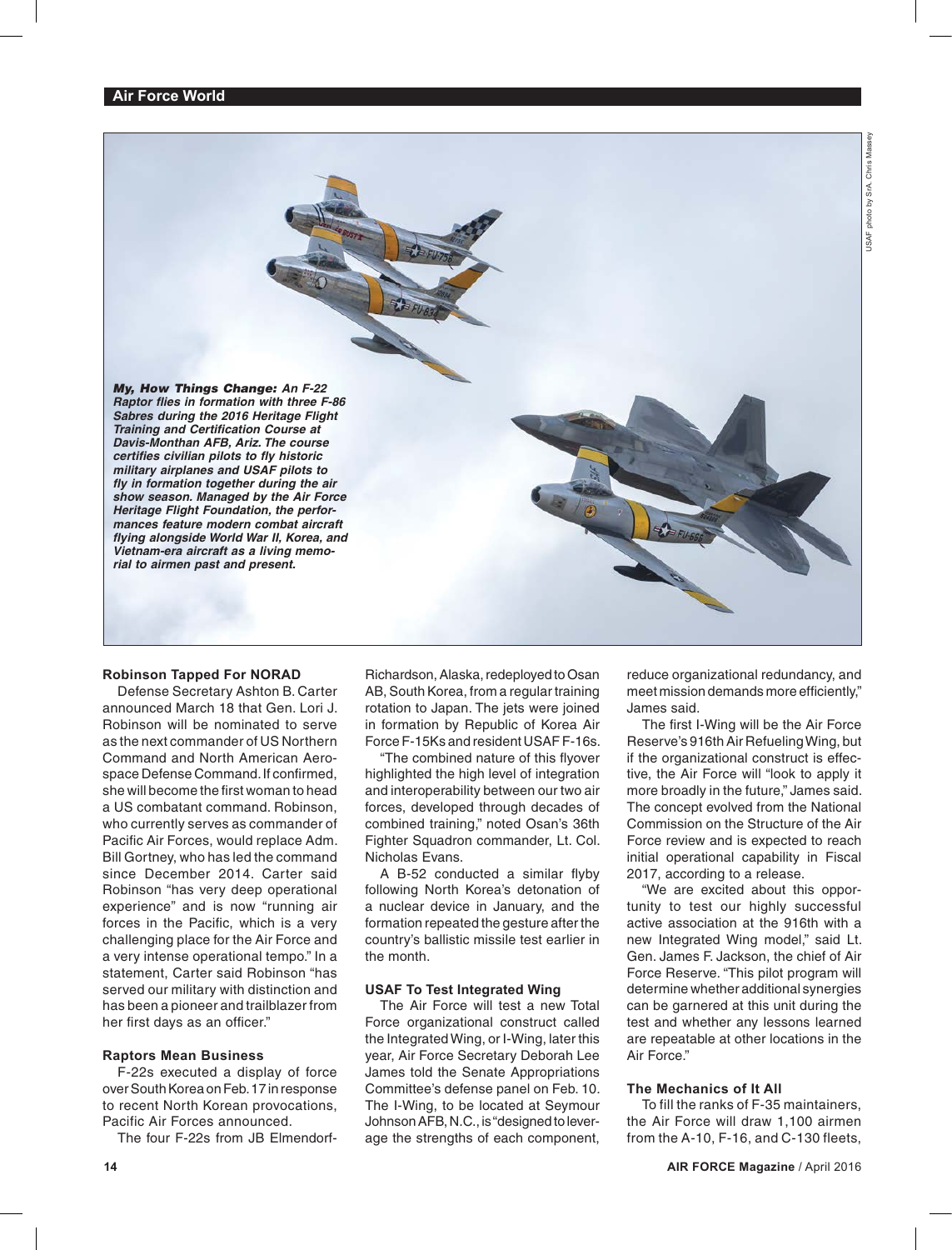***My, How Things Change:*** ***An F-22 Raptor flies in formation with three F-86 Sabres during the 2016 Heritage Flight Training and Certification Course at Davis-Monthan AFB, Ariz. The course certifies civilian pilots to fly historic military airplanes and USAF pilots to fly in formation together during the air show season. Managed by the Air Force Heritage Flight Foundation, the performances feature modern combat aircraft flying alongside World War II, Korea, and Vietnam-era aircraft as a living memorial to airmen past and present.***

USAF photo by SrA. Chris Massey

### Robinson Tapped For NORAD

Defense Secretary Ashton B. Carter announced March 18 that Gen. Lori J. Robinson will be nominated to serve as the next commander of US Northern Command and North American Aerospace Defense Command. If confirmed, she will become the first woman to head a US combatant command. Robinson, who currently serves as commander of Pacific Air Forces, would replace Adm. Bill Gortney, who has led the command since December 2014. Carter said Robinson "has very deep operational experience" and is now "running air forces in the Pacific, which is a very challenging place for the Air Force and a very intense operational tempo." In a statement, Carter said Robinson "has served our military with distinction and has been a pioneer and trailblazer from her first days as an officer."

### Raptors Mean Business

F-22s executed a display of force over South Korea on Feb. 17 in response to recent North Korean provocations, Pacific Air Forces announced.

The four F-22s from JB Elmendorf-Richardson, Alaska, redeployed to Osan AB, South Korea, from a regular training rotation to Japan. The jets were joined in formation by Republic of Korea Air Force F-15Ks and resident USAF F-16s.

"The combined nature of this flyover highlighted the high level of integration and interoperability between our two air forces, developed through decades of combined training," noted Osan's 36th Fighter Squadron commander, Lt. Col. Nicholas Evans.

A B-52 conducted a similar flyby following North Korea's detonation of a nuclear device in January, and the formation repeated the gesture after the country's ballistic missile test earlier in the month.

### USAF To Test Integrated Wing

The Air Force will test a new Total Force organizational construct called the Integrated Wing, or I-Wing, later this year, Air Force Secretary Deborah Lee James told the Senate Appropriations Committee's defense panel on Feb. 10. The I-Wing, to be located at Seymour Johnson AFB, N.C., is "designed to leverage the strengths of each component, reduce organizational redundancy, and meet mission demands more efficiently," James said.

The first I-Wing will be the Air Force Reserve's 916th Air Refueling Wing, but if the organizational construct is effective, the Air Force will "look to apply it more broadly in the future," James said. The concept evolved from the National Commission on the Structure of the Air Force review and is expected to reach initial operational capability in Fiscal 2017, according to a release.

"We are excited about this opportunity to test our highly successful active association at the 916th with a new Integrated Wing model," said Lt. Gen. James F. Jackson, the chief of Air Force Reserve. "This pilot program will determine whether additional synergies can be garnered at this unit during the test and whether any lessons learned are repeatable at other locations in the Air Force."

### The Mechanics of It All

To fill the ranks of F-35 maintainers, the Air Force will draw 1,100 airmen from the A-10, F-16, and C-130 fleets,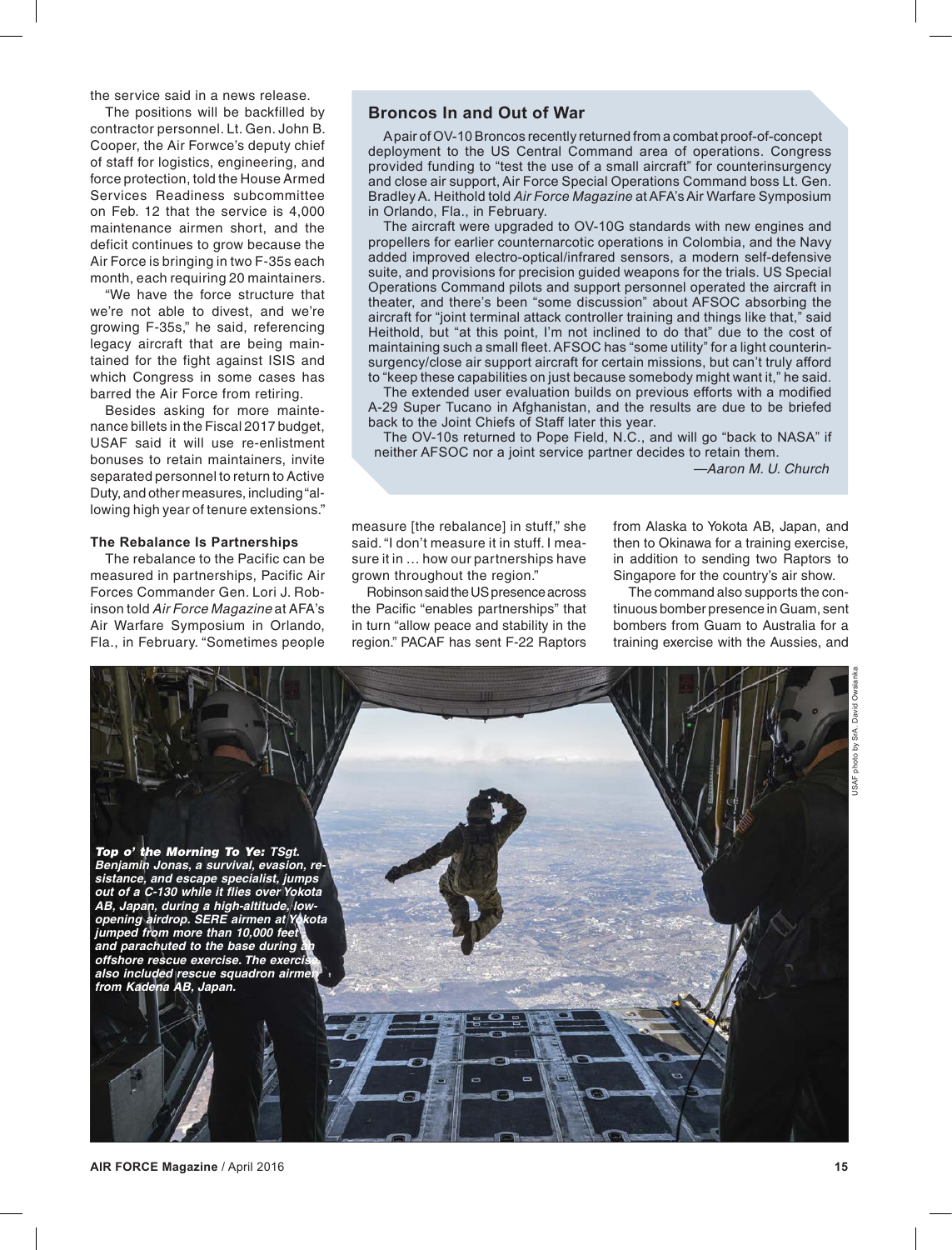the service said in a news release.

The positions will be backfilled by contractor personnel. Lt. Gen. John B. Cooper, the Air Forwce's deputy chief of staff for logistics, engineering, and force protection, told the House Armed Services Readiness subcommittee on Feb. 12 that the service is 4,000 maintenance airmen short, and the deficit continues to grow because the Air Force is bringing in two F-35s each month, each requiring 20 maintainers.

"We have the force structure that we're not able to divest, and we're growing F-35s," he said, referencing legacy aircraft that are being maintained for the fight against ISIS and which Congress in some cases has barred the Air Force from retiring.

Besides asking for more maintenance billets in the Fiscal 2017 budget, USAF said it will use re-enlistment bonuses to retain maintainers, invite separated personnel to return to Active Duty, and other measures, including "allowing high year of tenure extensions."

## Broncos In and Out of War

A pair of OV-10 Broncos recently returned from a combat proof-of-concept deployment to the US Central Command area of operations. Congress provided funding to "test the use of a small aircraft" for counterinsurgency and close air support, Air Force Special Operations Command boss Lt. Gen. Bradley A. Heithold told *Air Force Magazine* at AFA's Air Warfare Symposium in Orlando, Fla., in February.

The aircraft were upgraded to OV-10G standards with new engines and propellers for earlier counternarcotic operations in Colombia, and the Navy added improved electro-optical/infrared sensors, a modern self-defensive suite, and provisions for precision guided weapons for the trials. US Special Operations Command pilots and support personnel operated the aircraft in theater, and there's been "some discussion" about AFSOC absorbing the aircraft for "joint terminal attack controller training and things like that," said Heithold, but "at this point, I'm not inclined to do that" due to the cost of maintaining such a small fleet. AFSOC has "some utility" for a light counterinsurgency/close air support aircraft for certain missions, but can't truly afford to "keep these capabilities on just because somebody might want it," he said.

The extended user evaluation builds on previous efforts with a modified A-29 Super Tucano in Afghanistan, and the results are due to be briefed back to the Joint Chiefs of Staff later this year.

The OV-10s returned to Pope Field, N.C., and will go "back to NASA" if neither AFSOC nor a joint service partner decides to retain them.

—*Aaron M. U. Church*

### The Rebalance Is Partnerships

The rebalance to the Pacific can be measured in partnerships, Pacific Air Forces Commander Gen. Lori J. Robinson told *Air Force Magazine* at AFA's Air Warfare Symposium in Orlando, Fla., in February. "Sometimes people measure [the rebalance] in stuff," she said. "I don't measure it in stuff. I measure it in … how our partnerships have grown throughout the region."

Robinson said the US presence across the Pacific "enables partnerships" that in turn "allow peace and stability in the region." PACAF has sent F-22 Raptors from Alaska to Yokota AB, Japan, and then to Okinawa for a training exercise, in addition to sending two Raptors to Singapore for the country's air show.

The command also supports the continuous bomber presence in Guam, sent bombers from Guam to Australia for a training exercise with the Aussies, and

***Top o' the Morning To Ye:*** *TSgt. Benjamin Jonas, a survival, evasion, resistance, and escape specialist, jumps out of a C-130 while it flies over Yokota AB, Japan, during a high-altitude, low-opening airdrop. SERE airmen at Yokota jumped from more than 10,000 feet and parachuted to the base during an offshore rescue exercise. The exercise also included rescue squadron airmen from Kadena AB, Japan.*

USAF photo by SrA. David Owsianka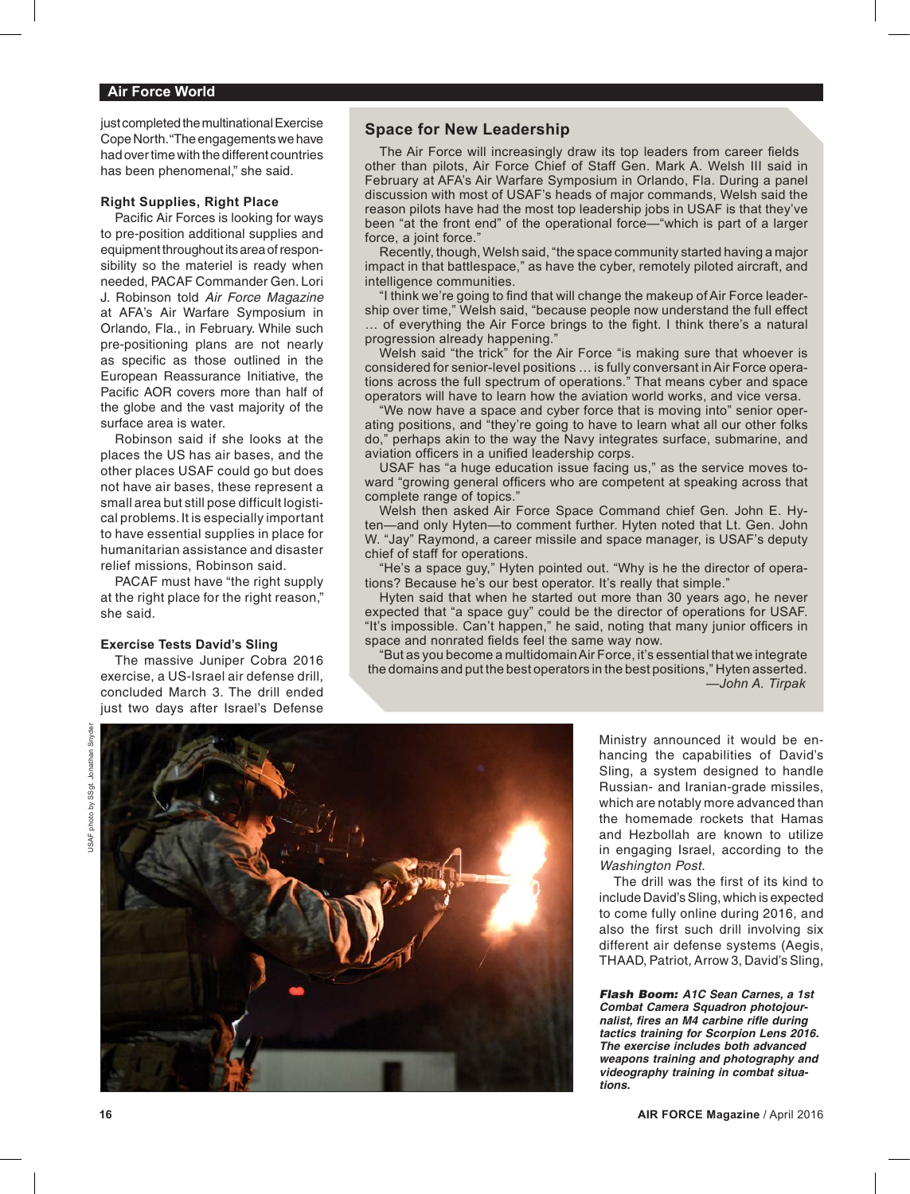just completed the multinational Exercise Cope North. "The engagements we have had over time with the different countries has been phenomenal," she said.

### Right Supplies, Right Place

Pacific Air Forces is looking for ways to pre-position additional supplies and equipment throughout its area of responsibility so the materiel is ready when needed, PACAF Commander Gen. Lori J. Robinson told *Air Force Magazine* at AFA's Air Warfare Symposium in Orlando, Fla., in February. While such pre-positioning plans are not nearly as specific as those outlined in the European Reassurance Initiative, the Pacific AOR covers more than half of the globe and the vast majority of the surface area is water.

Robinson said if she looks at the places the US has air bases, and the other places USAF could go but does not have air bases, these represent a small area but still pose difficult logistical problems. It is especially important to have essential supplies in place for humanitarian assistance and disaster relief missions, Robinson said.

PACAF must have "the right supply at the right place for the right reason," she said.

### Exercise Tests David's Sling

The massive Juniper Cobra 2016 exercise, a US-Israel air defense drill, concluded March 3. The drill ended just two days after Israel's Defense Ministry announced it would be enhancing the capabilities of David's Sling, a system designed to handle Russian- and Iranian-grade missiles, which are notably more advanced than the homemade rockets that Hamas and Hezbollah are known to utilize in engaging Israel, according to the *Washington Post.*

The drill was the first of its kind to include David's Sling, which is expected to come fully online during 2016, and also the first such drill involving six different air defense systems (Aegis, THAAD, Patriot, Arrow 3, David's Sling,

## Space for New Leadership

The Air Force will increasingly draw its top leaders from career fields other than pilots, Air Force Chief of Staff Gen. Mark A. Welsh III said in February at AFA's Air Warfare Symposium in Orlando, Fla. During a panel discussion with most of USAF's heads of major commands, Welsh said the reason pilots have had the most top leadership jobs in USAF is that they've been "at the front end" of the operational force—"which is part of a larger force, a joint force."

Recently, though, Welsh said, "the space community started having a major impact in that battlespace," as have the cyber, remotely piloted aircraft, and intelligence communities.

"I think we're going to find that will change the makeup of Air Force leadership over time," Welsh said, "because people now understand the full effect … of everything the Air Force brings to the fight. I think there's a natural progression already happening."

Welsh said "the trick" for the Air Force "is making sure that whoever is considered for senior-level positions … is fully conversant in Air Force operations across the full spectrum of operations." That means cyber and space operators will have to learn how the aviation world works, and vice versa.

"We now have a space and cyber force that is moving into" senior operating positions, and "they're going to have to learn what all our other folks do," perhaps akin to the way the Navy integrates surface, submarine, and aviation officers in a unified leadership corps.

USAF has "a huge education issue facing us," as the service moves toward "growing general officers who are competent at speaking across that complete range of topics."

Welsh then asked Air Force Space Command chief Gen. John E. Hyten—and only Hyten—to comment further. Hyten noted that Lt. Gen. John W. "Jay" Raymond, a career missile and space manager, is USAF's deputy chief of staff for operations.

"He's a space guy," Hyten pointed out. "Why is he the director of operations? Because he's our best operator. It's really that simple."

Hyten said that when he started out more than 30 years ago, he never expected that "a space guy" could be the director of operations for USAF. "It's impossible. Can't happen," he said, noting that many junior officers in space and nonrated fields feel the same way now.

"But as you become a multidomain Air Force, it's essential that we integrate the domains and put the best operators in the best positions," Hyten asserted.

—*John A. Tirpak*

USAF photo by SSgt. Jonathan Snyder

***Flash Boom:*** ***A1C Sean Carnes, a 1st Combat Camera Squadron photojournalist, fires an M4 carbine rifle during tactics training for Scorpion Lens 2016. The exercise includes both advanced weapons training and photography and videography training in combat situations.***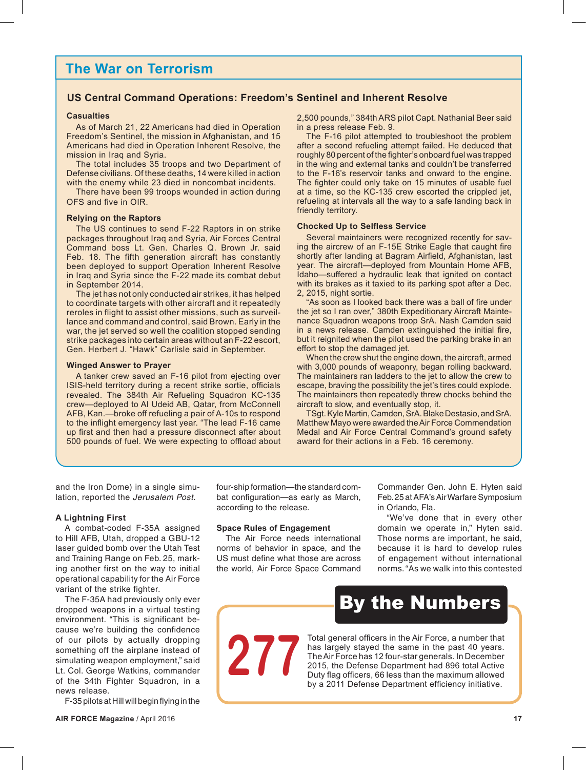## The War on Terrorism

### US Central Command Operations: Freedom's Sentinel and Inherent Resolve

**Casualties**

As of March 21, 22 Americans had died in Operation Freedom's Sentinel, the mission in Afghanistan, and 15 Americans had died in Operation Inherent Resolve, the mission in Iraq and Syria.

The total includes 35 troops and two Department of Defense civilians. Of these deaths, 14 were killed in action with the enemy while 23 died in noncombat incidents.

There have been 99 troops wounded in action during OFS and five in OIR.

**Relying on the Raptors**

The US continues to send F-22 Raptors in on strike packages throughout Iraq and Syria, Air Forces Central Command boss Lt. Gen. Charles Q. Brown Jr. said Feb. 18. The fifth generation aircraft has constantly been deployed to support Operation Inherent Resolve in Iraq and Syria since the F-22 made its combat debut in September 2014.

The jet has not only conducted air strikes, it has helped to coordinate targets with other aircraft and it repeatedly reroles in flight to assist other missions, such as surveillance and command and control, said Brown. Early in the war, the jet served so well the coalition stopped sending strike packages into certain areas without an F-22 escort, Gen. Herbert J. "Hawk" Carlisle said in September.

**Winged Answer to Prayer**

A tanker crew saved an F-16 pilot from ejecting over ISIS-held territory during a recent strike sortie, officials revealed. The 384th Air Refueling Squadron KC-135 crew—deployed to Al Udeid AB, Qatar, from McConnell AFB, Kan.—broke off refueling a pair of A-10s to respond to the inflight emergency last year. "The lead F-16 came up first and then had a pressure disconnect after about 500 pounds of fuel. We were expecting to offload about 2,500 pounds," 384th ARS pilot Capt. Nathanial Beer said in a press release Feb. 9.

The F-16 pilot attempted to troubleshoot the problem after a second refueling attempt failed. He deduced that roughly 80 percent of the fighter's onboard fuel was trapped in the wing and external tanks and couldn't be transferred to the F-16's reservoir tanks and onward to the engine. The fighter could only take on 15 minutes of usable fuel at a time, so the KC-135 crew escorted the crippled jet, refueling at intervals all the way to a safe landing back in friendly territory.

**Chocked Up to Selfless Service**

Several maintainers were recognized recently for saving the aircrew of an F-15E Strike Eagle that caught fire shortly after landing at Bagram Airfield, Afghanistan, last year. The aircraft—deployed from Mountain Home AFB, Idaho—suffered a hydraulic leak that ignited on contact with its brakes as it taxied to its parking spot after a Dec. 2, 2015, night sortie.

"As soon as I looked back there was a ball of fire under the jet so I ran over," 380th Expeditionary Aircraft Maintenance Squadron weapons troop SrA. Nash Camden said in a news release. Camden extinguished the initial fire, but it reignited when the pilot used the parking brake in an effort to stop the damaged jet.

When the crew shut the engine down, the aircraft, armed with 3,000 pounds of weaponry, began rolling backward. The maintainers ran ladders to the jet to allow the crew to escape, braving the possibility the jet's tires could explode. The maintainers then repeatedly threw chocks behind the aircraft to slow, and eventually stop, it.

TSgt. Kyle Martin, Camden, SrA. Blake Destasio, and SrA. Matthew Mayo were awarded the Air Force Commendation Medal and Air Force Central Command's ground safety award for their actions in a Feb. 16 ceremony.

---

and the Iron Dome) in a single simulation, reported the *Jerusalem Post.*

**A Lightning First**

A combat-coded F-35A assigned to Hill AFB, Utah, dropped a GBU-12 laser guided bomb over the Utah Test and Training Range on Feb. 25, marking another first on the way to initial operational capability for the Air Force variant of the strike fighter.

The F-35A had previously only ever dropped weapons in a virtual testing environment. "This is significant because we're building the confidence of our pilots by actually dropping something off the airplane instead of simulating weapon employment," said Lt. Col. George Watkins, commander of the 34th Fighter Squadron, in a news release.

F-35 pilots at Hill will begin flying in the four-ship formation—the standard combat configuration—as early as March, according to the release.

**Space Rules of Engagement**

The Air Force needs international norms of behavior in space, and the US must define what those are across the world, Air Force Space Command Commander Gen. John E. Hyten said Feb. 25 at AFA's Air Warfare Symposium in Orlando, Fla.

"We've done that in every other domain we operate in," Hyten said. Those norms are important, he said, because it is hard to develop rules of engagement without international norms. "As we walk into this contested

## By the Numbers

**277**

Total general officers in the Air Force, a number that has largely stayed the same in the past 40 years. The Air Force has 12 four-star generals. In December 2015, the Defense Department had 896 total Active Duty flag officers, 66 less than the maximum allowed by a 2011 Defense Department efficiency initiative.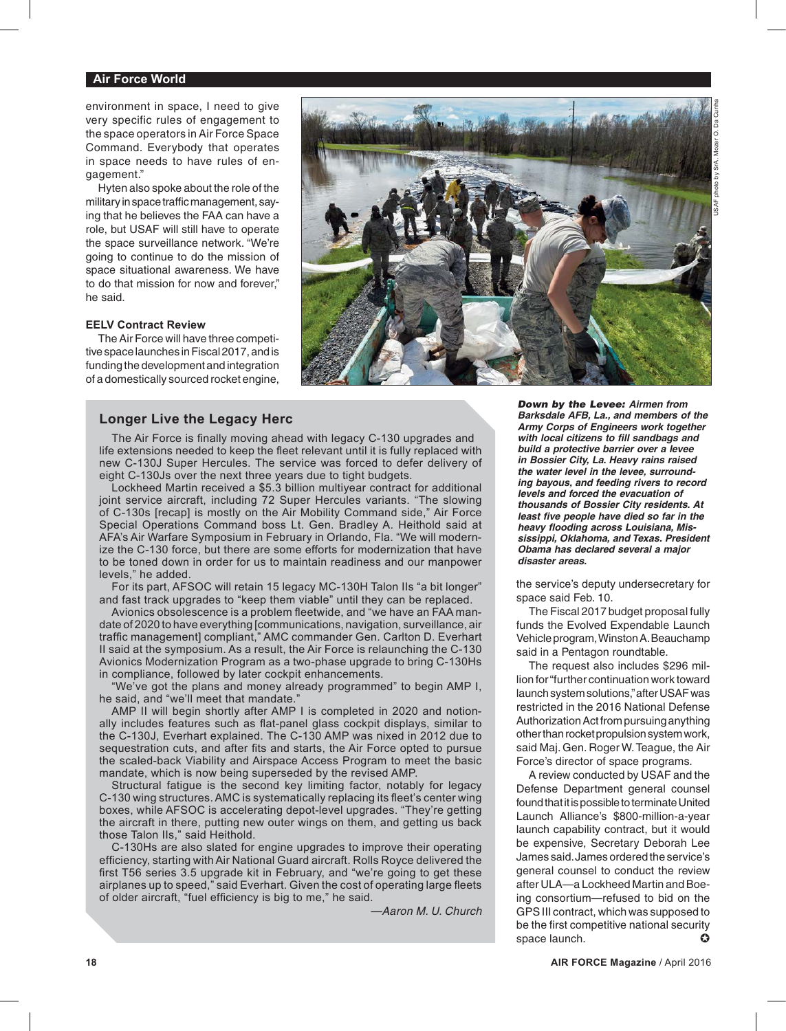environment in space, I need to give very specific rules of engagement to the space operators in Air Force Space Command. Everybody that operates in space needs to have rules of engagement."

Hyten also spoke about the role of the military in space traffic management, saying that he believes the FAA can have a role, but USAF will still have to operate the space surveillance network. "We're going to continue to do the mission of space situational awareness. We have to do that mission for now and forever," he said.

### EELV Contract Review

The Air Force will have three competitive space launches in Fiscal 2017, and is funding the development and integration of a domestically sourced rocket engine, the service's deputy undersecretary for space said Feb. 10.

The Fiscal 2017 budget proposal fully funds the Evolved Expendable Launch Vehicle program, Winston A. Beauchamp said in a Pentagon roundtable.

The request also includes $296 million for "further continuation work toward launch system solutions," after USAF was restricted in the 2016 National Defense Authorization Act from pursuing anything other than rocket propulsion system work, said Maj. Gen. Roger W. Teague, the Air Force's director of space programs.

A review conducted by USAF and the Defense Department general counsel found that it is possible to terminate United Launch Alliance's $800-million-a-year launch capability contract, but it would be expensive, Secretary Deborah Lee James said. James ordered the service's general counsel to conduct the review after ULA—a Lockheed Martin and Boeing consortium—refused to bid on the GPS III contract, which was supposed to be the first competitive national security space launch. ✪

USAF photo by SrA. Mozer O. Da Cunha

***Down by the Levee:** Airmen from Barksdale AFB, La., and members of the Army Corps of Engineers work together with local citizens to fill sandbags and build a protective barrier over a levee in Bossier City, La. Heavy rains raised the water level in the levee, surrounding bayous, and feeding rivers to record levels and forced the evacuation of thousands of Bossier City residents. At least five people have died so far in the heavy flooding across Louisiana, Mississippi, Oklahoma, and Texas. President Obama has declared several a major disaster areas.*

## Longer Live the Legacy Herc

The Air Force is finally moving ahead with legacy C-130 upgrades and life extensions needed to keep the fleet relevant until it is fully replaced with new C-130J Super Hercules. The service was forced to defer delivery of eight C-130Js over the next three years due to tight budgets.

Lockheed Martin received a $5.3 billion multiyear contract for additional joint service aircraft, including 72 Super Hercules variants. "The slowing of C-130s [recap] is mostly on the Air Mobility Command side," Air Force Special Operations Command boss Lt. Gen. Bradley A. Heithold said at AFA's Air Warfare Symposium in February in Orlando, Fla. "We will modernize the C-130 force, but there are some efforts for modernization that have to be toned down in order for us to maintain readiness and our manpower levels," he added.

For its part, AFSOC will retain 15 legacy MC-130H Talon IIs "a bit longer" and fast track upgrades to "keep them viable" until they can be replaced.

Avionics obsolescence is a problem fleetwide, and "we have an FAA mandate of 2020 to have everything [communications, navigation, surveillance, air traffic management] compliant," AMC commander Gen. Carlton D. Everhart II said at the symposium. As a result, the Air Force is relaunching the C-130 Avionics Modernization Program as a two-phase upgrade to bring C-130Hs in compliance, followed by later cockpit enhancements.

"We've got the plans and money already programmed" to begin AMP I, he said, and "we'll meet that mandate."

AMP II will begin shortly after AMP I is completed in 2020 and notionally includes features such as flat-panel glass cockpit displays, similar to the C-130J, Everhart explained. The C-130 AMP was nixed in 2012 due to sequestration cuts, and after fits and starts, the Air Force opted to pursue the scaled-back Viability and Airspace Access Program to meet the basic mandate, which is now being superseded by the revised AMP.

Structural fatigue is the second key limiting factor, notably for legacy C-130 wing structures. AMC is systematically replacing its fleet's center wing boxes, while AFSOC is accelerating depot-level upgrades. "They're getting the aircraft in there, putting new outer wings on them, and getting us back those Talon IIs," said Heithold.

C-130Hs are also slated for engine upgrades to improve their operating efficiency, starting with Air National Guard aircraft. Rolls Royce delivered the first T56 series 3.5 upgrade kit in February, and "we're going to get these airplanes up to speed," said Everhart. Given the cost of operating large fleets of older aircraft, "fuel efficiency is big to me," he said.

*—Aaron M. U. Church*